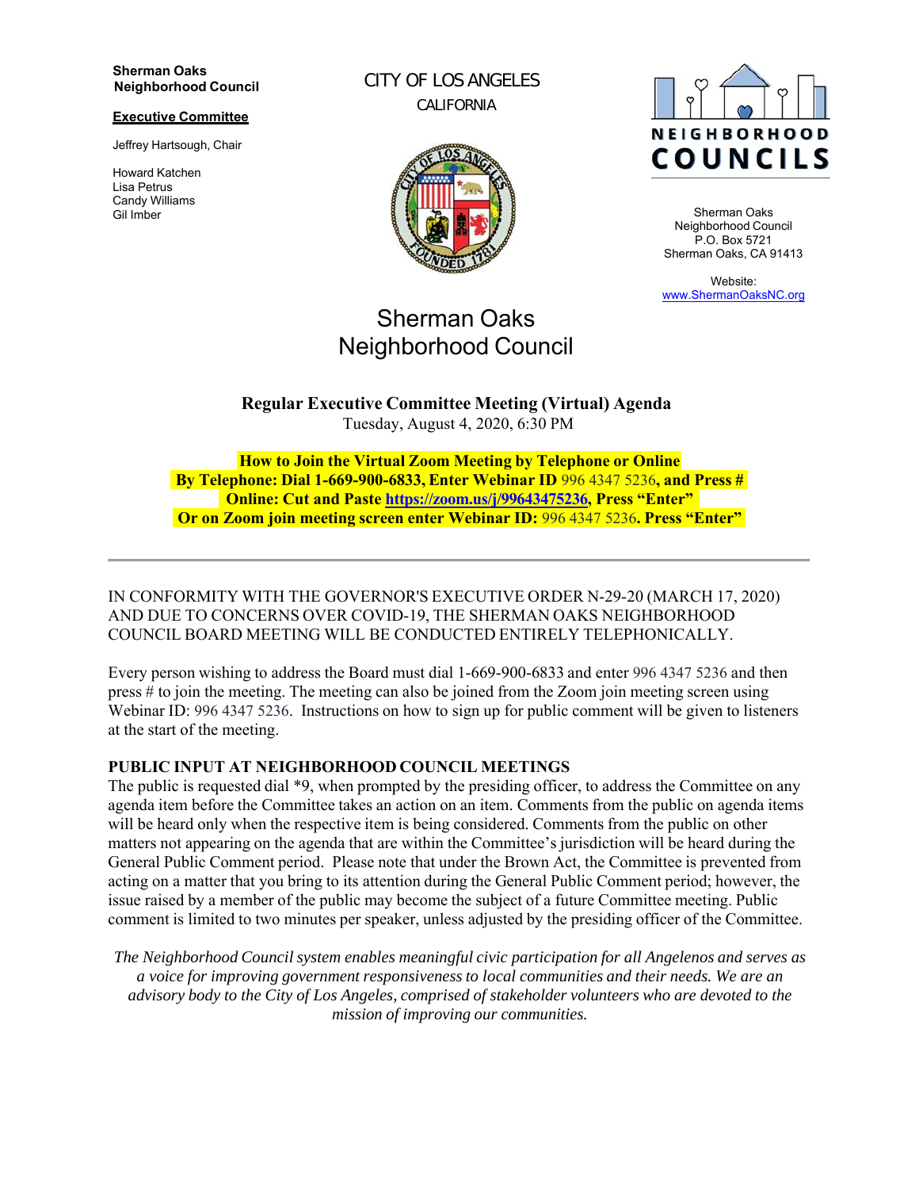**Sherman Oaks Neighborhood Council**

**Executive Committee**

Jeffrey Hartsough, Chair

Howard Katchen
Lisa Petrus
Candy Williams
Gil Imber

CITY OF LOS ANGELES
CALIFORNIA

NEIGHBORHOOD COUNCILS

Sherman Oaks Neighborhood Council
P.O. Box 5721
Sherman Oaks, CA 91413

Website:
www.ShermanOaksNC.org

# Sherman Oaks Neighborhood Council

**Regular Executive Committee Meeting (Virtual) Agenda**
Tuesday, August 4, 2020, 6:30 PM

**How to Join the Virtual Zoom Meeting by Telephone or Online**
**By Telephone: Dial 1-669-900-6833, Enter Webinar ID** 996 4347 5236**, and Press #**
**Online: Cut and Paste [https://zoom.us/j/99643475236](https://zoom.us/j/99643475236), Press "Enter"**
**Or on Zoom join meeting screen enter Webinar ID:** 996 4347 5236**. Press "Enter"**

---

IN CONFORMITY WITH THE GOVERNOR'S EXECUTIVE ORDER N-29-20 (MARCH 17, 2020) AND DUE TO CONCERNS OVER COVID-19, THE SHERMAN OAKS NEIGHBORHOOD COUNCIL BOARD MEETING WILL BE CONDUCTED ENTIRELY TELEPHONICALLY.

Every person wishing to address the Board must dial 1-669-900-6833 and enter 996 4347 5236 and then press # to join the meeting. The meeting can also be joined from the Zoom join meeting screen using Webinar ID: 996 4347 5236. Instructions on how to sign up for public comment will be given to listeners at the start of the meeting.

**PUBLIC INPUT AT NEIGHBORHOOD COUNCIL MEETINGS**
The public is requested dial *9, when prompted by the presiding officer, to address the Committee on any agenda item before the Committee takes an action on an item. Comments from the public on agenda items will be heard only when the respective item is being considered. Comments from the public on other matters not appearing on the agenda that are within the Committee's jurisdiction will be heard during the General Public Comment period. Please note that under the Brown Act, the Committee is prevented from acting on a matter that you bring to its attention during the General Public Comment period; however, the issue raised by a member of the public may become the subject of a future Committee meeting. Public comment is limited to two minutes per speaker, unless adjusted by the presiding officer of the Committee.

*The Neighborhood Council system enables meaningful civic participation for all Angelenos and serves as a voice for improving government responsiveness to local communities and their needs. We are an advisory body to the City of Los Angeles, comprised of stakeholder volunteers who are devoted to the mission of improving our communities.*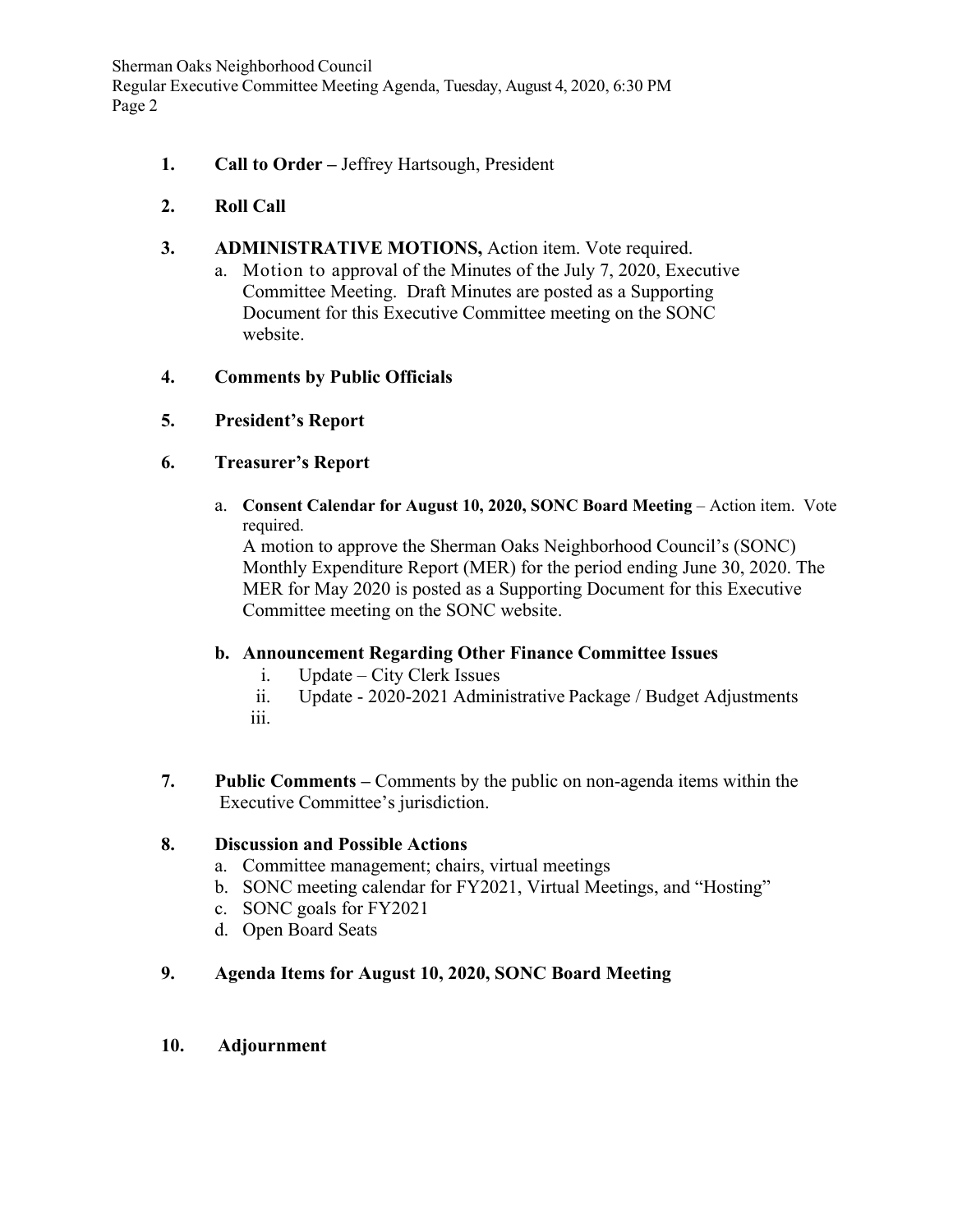1. **Call to Order –** Jeffrey Hartsough, President

2. **Roll Call**

3. **ADMINISTRATIVE MOTIONS,** Action item. Vote required.
   a. Motion to approval of the Minutes of the July 7, 2020, Executive Committee Meeting. Draft Minutes are posted as a Supporting Document for this Executive Committee meeting on the SONC website.

4. **Comments by Public Officials**

5. **President's Report**

6. **Treasurer's Report**
   a. **Consent Calendar for August 10, 2020, SONC Board Meeting** – Action item. Vote required.
   A motion to approve the Sherman Oaks Neighborhood Council's (SONC) Monthly Expenditure Report (MER) for the period ending June 30, 2020. The MER for May 2020 is posted as a Supporting Document for this Executive Committee meeting on the SONC website.

   **b. Announcement Regarding Other Finance Committee Issues**
      i. Update – City Clerk Issues
      ii. Update - 2020-2021 Administrative Package / Budget Adjustments
      iii.

7. **Public Comments –** Comments by the public on non-agenda items within the Executive Committee's jurisdiction.

8. **Discussion and Possible Actions**
   a. Committee management; chairs, virtual meetings
   b. SONC meeting calendar for FY2021, Virtual Meetings, and "Hosting"
   c. SONC goals for FY2021
   d. Open Board Seats

9. **Agenda Items for August 10, 2020, SONC Board Meeting**

10. **Adjournment**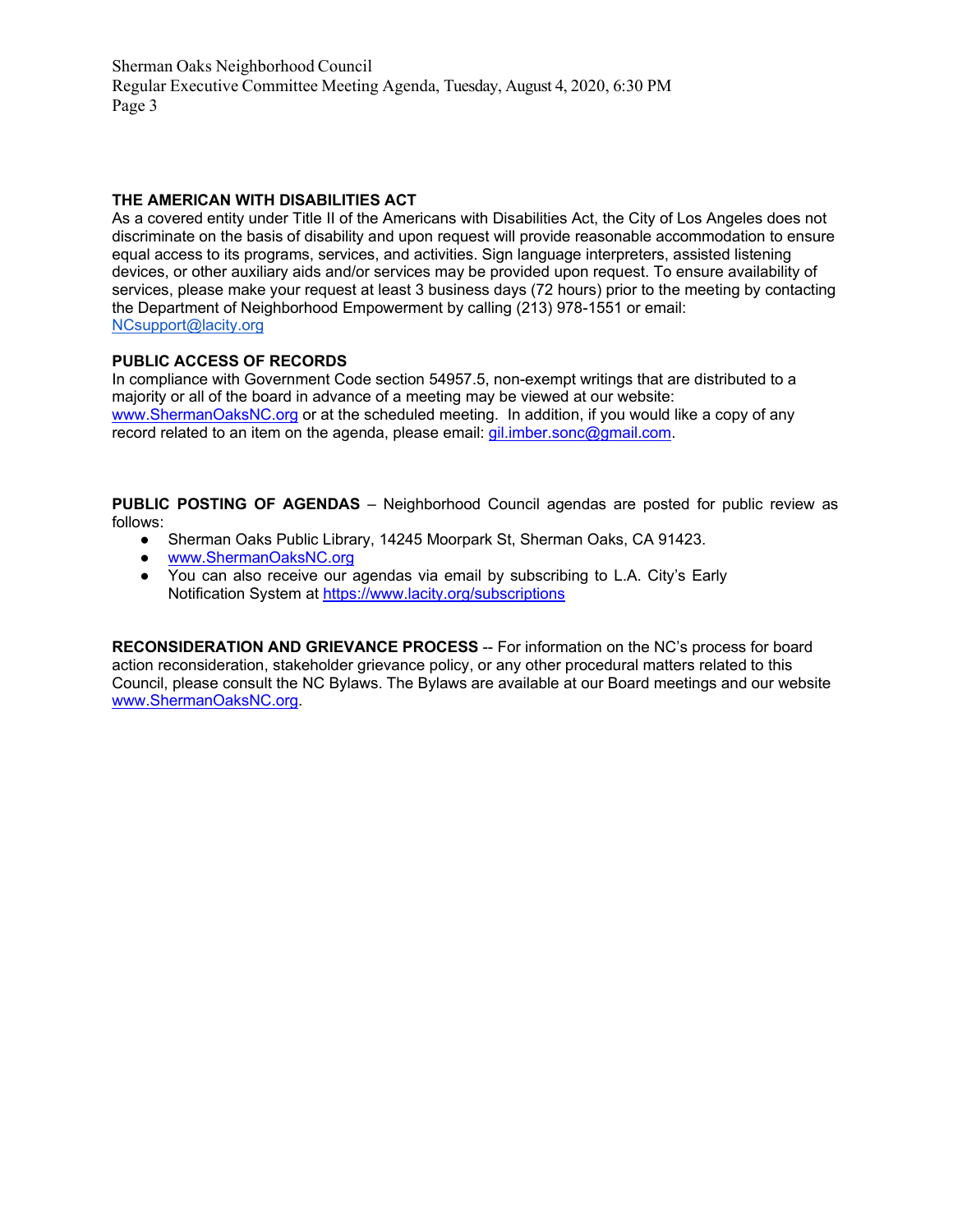**THE AMERICAN WITH DISABILITIES ACT**

As a covered entity under Title II of the Americans with Disabilities Act, the City of Los Angeles does not discriminate on the basis of disability and upon request will provide reasonable accommodation to ensure equal access to its programs, services, and activities. Sign language interpreters, assisted listening devices, or other auxiliary aids and/or services may be provided upon request. To ensure availability of services, please make your request at least 3 business days (72 hours) prior to the meeting by contacting the Department of Neighborhood Empowerment by calling (213) 978-1551 or email: NCsupport@lacity.org

**PUBLIC ACCESS OF RECORDS**

In compliance with Government Code section 54957.5, non-exempt writings that are distributed to a majority or all of the board in advance of a meeting may be viewed at our website: www.ShermanOaksNC.org or at the scheduled meeting. In addition, if you would like a copy of any record related to an item on the agenda, please email: gil.imber.sonc@gmail.com.

**PUBLIC POSTING OF AGENDAS** – Neighborhood Council agendas are posted for public review as follows:

- Sherman Oaks Public Library, 14245 Moorpark St, Sherman Oaks, CA 91423.
- www.ShermanOaksNC.org
- You can also receive our agendas via email by subscribing to L.A. City's Early Notification System at https://www.lacity.org/subscriptions

**RECONSIDERATION AND GRIEVANCE PROCESS** -- For information on the NC's process for board action reconsideration, stakeholder grievance policy, or any other procedural matters related to this Council, please consult the NC Bylaws. The Bylaws are available at our Board meetings and our website www.ShermanOaksNC.org.